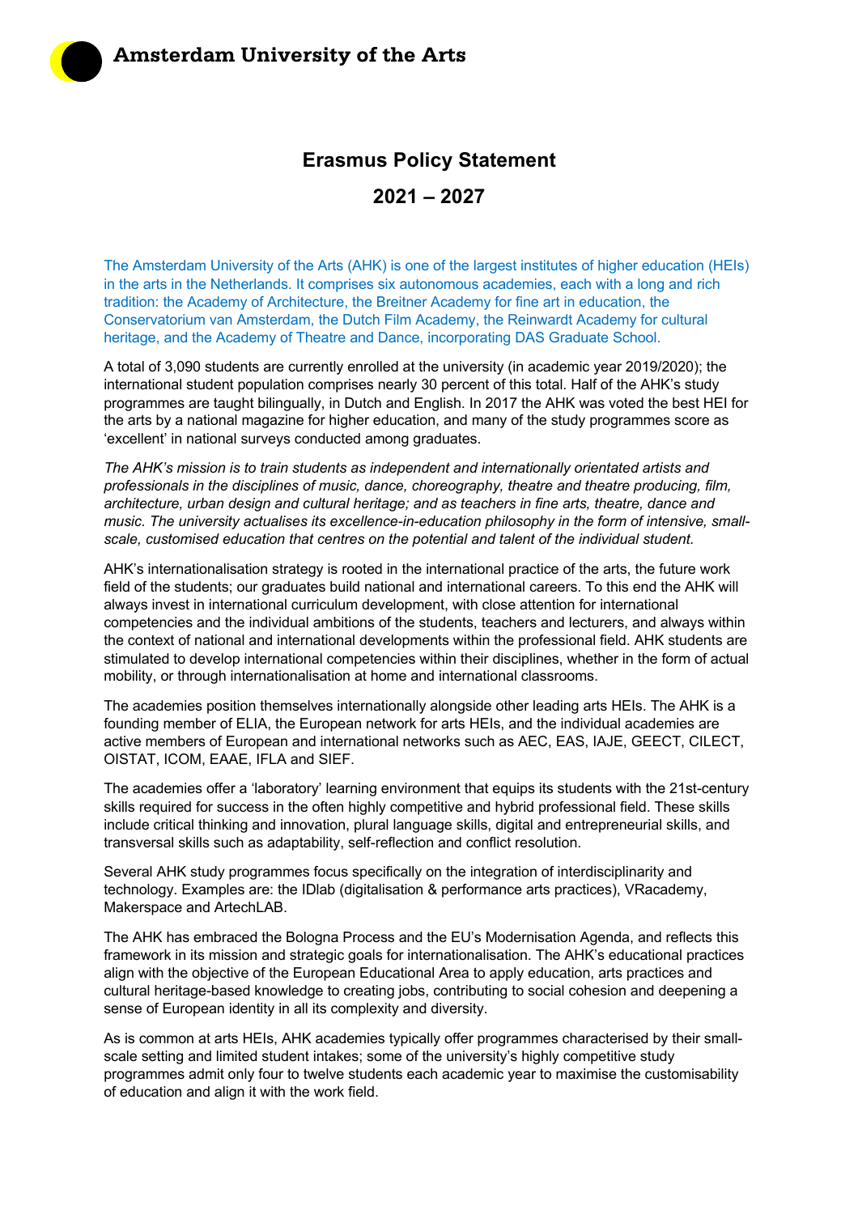**Amsterdam University of the Arts**

# Erasmus Policy Statement

## 2021 – 2027

The Amsterdam University of the Arts (AHK) is one of the largest institutes of higher education (HEIs) in the arts in the Netherlands. It comprises six autonomous academies, each with a long and rich tradition: the Academy of Architecture, the Breitner Academy for fine art in education, the Conservatorium van Amsterdam, the Dutch Film Academy, the Reinwardt Academy for cultural heritage, and the Academy of Theatre and Dance, incorporating DAS Graduate School.

A total of 3,090 students are currently enrolled at the university (in academic year 2019/2020); the international student population comprises nearly 30 percent of this total. Half of the AHK's study programmes are taught bilingually, in Dutch and English. In 2017 the AHK was voted the best HEI for the arts by a national magazine for higher education, and many of the study programmes score as 'excellent' in national surveys conducted among graduates.

*The AHK's mission is to train students as independent and internationally orientated artists and professionals in the disciplines of music, dance, choreography, theatre and theatre producing, film, architecture, urban design and cultural heritage; and as teachers in fine arts, theatre, dance and music. The university actualises its excellence-in-education philosophy in the form of intensive, small-scale, customised education that centres on the potential and talent of the individual student.*

AHK's internationalisation strategy is rooted in the international practice of the arts, the future work field of the students; our graduates build national and international careers. To this end the AHK will always invest in international curriculum development, with close attention for international competencies and the individual ambitions of the students, teachers and lecturers, and always within the context of national and international developments within the professional field. AHK students are stimulated to develop international competencies within their disciplines, whether in the form of actual mobility, or through internationalisation at home and international classrooms.

The academies position themselves internationally alongside other leading arts HEIs. The AHK is a founding member of ELIA, the European network for arts HEIs, and the individual academies are active members of European and international networks such as AEC, EAS, IAJE, GEECT, CILECT, OISTAT, ICOM, EAAE, IFLA and SIEF.

The academies offer a 'laboratory' learning environment that equips its students with the 21st-century skills required for success in the often highly competitive and hybrid professional field. These skills include critical thinking and innovation, plural language skills, digital and entrepreneurial skills, and transversal skills such as adaptability, self-reflection and conflict resolution.

Several AHK study programmes focus specifically on the integration of interdisciplinarity and technology. Examples are: the IDlab (digitalisation & performance arts practices), VRacademy, Makerspace and ArtechLAB.

The AHK has embraced the Bologna Process and the EU's Modernisation Agenda, and reflects this framework in its mission and strategic goals for internationalisation. The AHK's educational practices align with the objective of the European Educational Area to apply education, arts practices and cultural heritage-based knowledge to creating jobs, contributing to social cohesion and deepening a sense of European identity in all its complexity and diversity.

As is common at arts HEIs, AHK academies typically offer programmes characterised by their small-scale setting and limited student intakes; some of the university's highly competitive study programmes admit only four to twelve students each academic year to maximise the customisability of education and align it with the work field.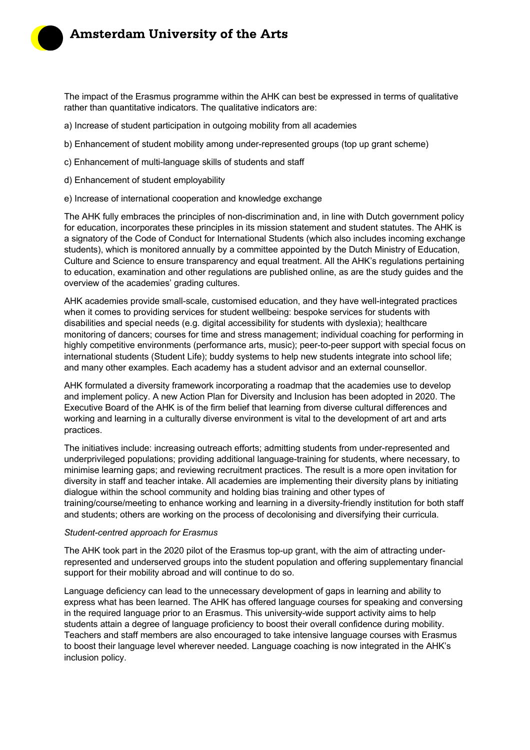The impact of the Erasmus programme within the AHK can best be expressed in terms of qualitative rather than quantitative indicators. The qualitative indicators are:

a) Increase of student participation in outgoing mobility from all academies

b) Enhancement of student mobility among under-represented groups (top up grant scheme)

c) Enhancement of multi-language skills of students and staff

d) Enhancement of student employability

e) Increase of international cooperation and knowledge exchange

The AHK fully embraces the principles of non-discrimination and, in line with Dutch government policy for education, incorporates these principles in its mission statement and student statutes. The AHK is a signatory of the Code of Conduct for International Students (which also includes incoming exchange students), which is monitored annually by a committee appointed by the Dutch Ministry of Education, Culture and Science to ensure transparency and equal treatment. All the AHK's regulations pertaining to education, examination and other regulations are published online, as are the study guides and the overview of the academies' grading cultures.

AHK academies provide small-scale, customised education, and they have well-integrated practices when it comes to providing services for student wellbeing: bespoke services for students with disabilities and special needs (e.g. digital accessibility for students with dyslexia); healthcare monitoring of dancers; courses for time and stress management; individual coaching for performing in highly competitive environments (performance arts, music); peer-to-peer support with special focus on international students (Student Life); buddy systems to help new students integrate into school life; and many other examples. Each academy has a student advisor and an external counsellor.

AHK formulated a diversity framework incorporating a roadmap that the academies use to develop and implement policy. A new Action Plan for Diversity and Inclusion has been adopted in 2020. The Executive Board of the AHK is of the firm belief that learning from diverse cultural differences and working and learning in a culturally diverse environment is vital to the development of art and arts practices.

The initiatives include: increasing outreach efforts; admitting students from under-represented and underprivileged populations; providing additional language-training for students, where necessary, to minimise learning gaps; and reviewing recruitment practices. The result is a more open invitation for diversity in staff and teacher intake. All academies are implementing their diversity plans by initiating dialogue within the school community and holding bias training and other types of training/course/meeting to enhance working and learning in a diversity-friendly institution for both staff and students; others are working on the process of decolonising and diversifying their curricula.

*Student-centred approach for Erasmus*

The AHK took part in the 2020 pilot of the Erasmus top-up grant, with the aim of attracting under-represented and underserved groups into the student population and offering supplementary financial support for their mobility abroad and will continue to do so.

Language deficiency can lead to the unnecessary development of gaps in learning and ability to express what has been learned. The AHK has offered language courses for speaking and conversing in the required language prior to an Erasmus. This university-wide support activity aims to help students attain a degree of language proficiency to boost their overall confidence during mobility. Teachers and staff members are also encouraged to take intensive language courses with Erasmus to boost their language level wherever needed. Language coaching is now integrated in the AHK's inclusion policy.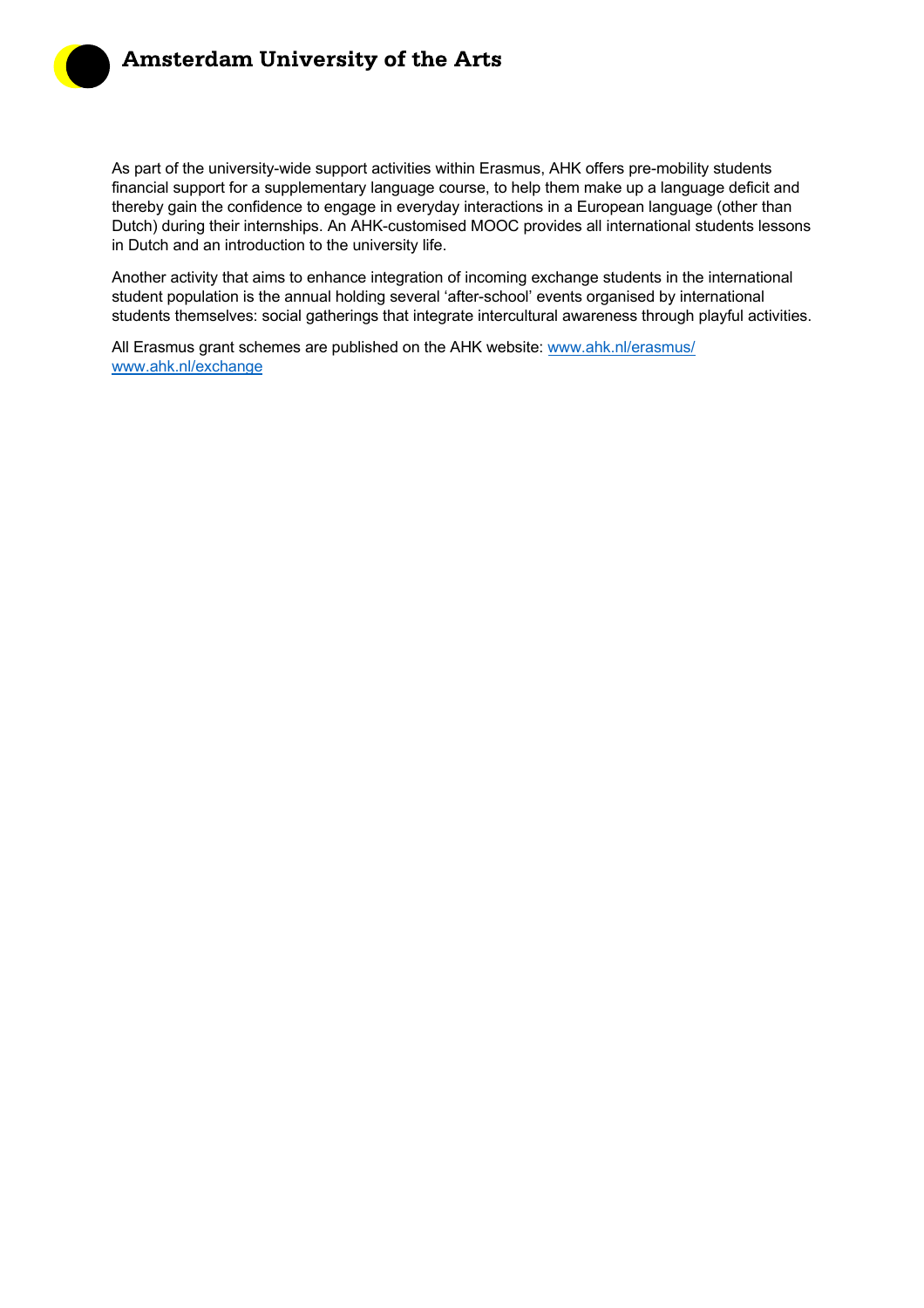As part of the university-wide support activities within Erasmus, AHK offers pre-mobility students financial support for a supplementary language course, to help them make up a language deficit and thereby gain the confidence to engage in everyday interactions in a European language (other than Dutch) during their internships. An AHK-customised MOOC provides all international students lessons in Dutch and an introduction to the university life.

Another activity that aims to enhance integration of incoming exchange students in the international student population is the annual holding several 'after-school' events organised by international students themselves: social gatherings that integrate intercultural awareness through playful activities.

All Erasmus grant schemes are published on the AHK website: [www.ahk.nl/erasmus/](http://www.ahk.nl/erasmus/)
[www.ahk.nl/exchange](http://www.ahk.nl/exchange)